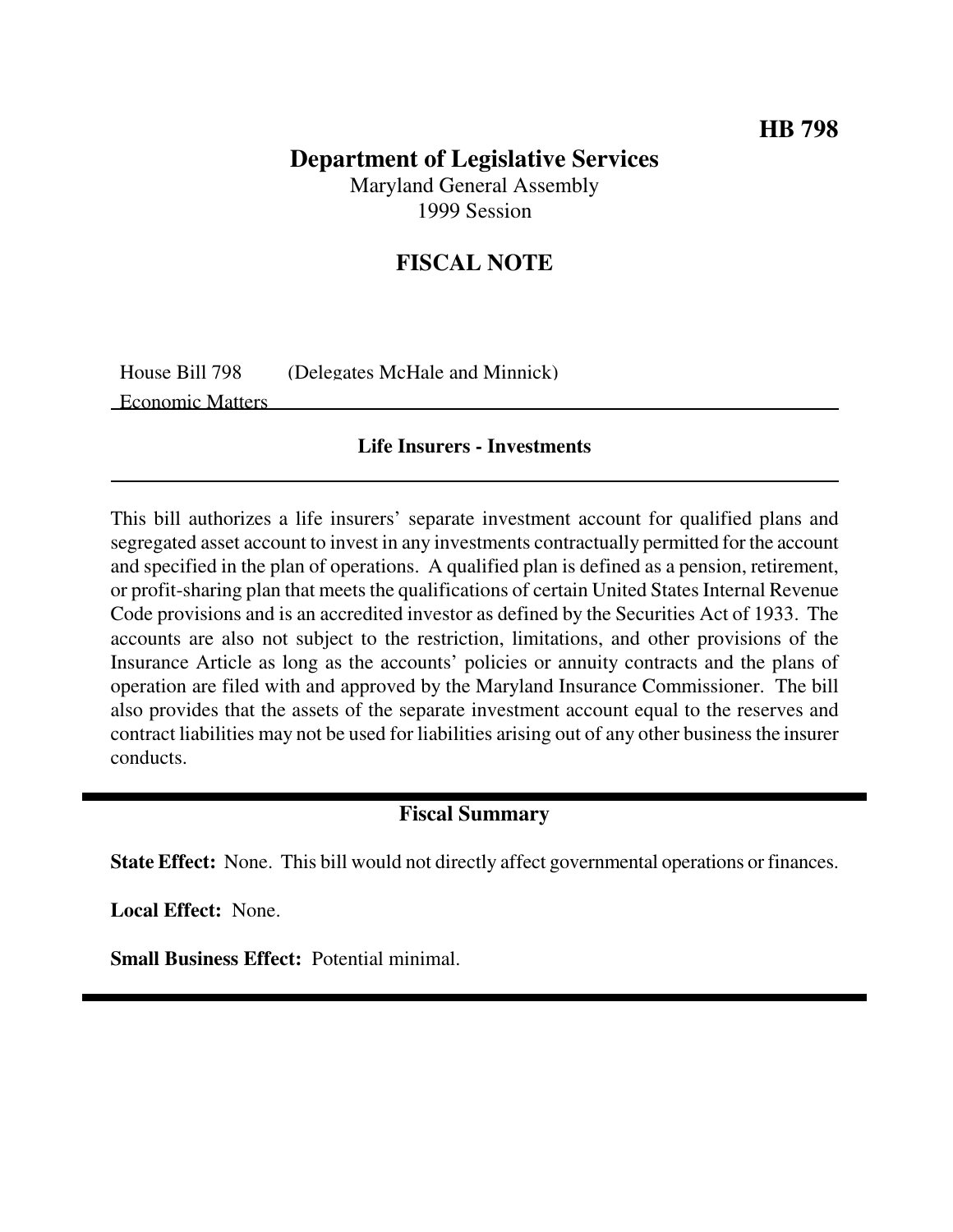**HB 798**

# Department of Legislative Services

Maryland General Assembly
1999 Session

## FISCAL NOTE

House Bill 798 (Delegates McHale and Minnick)
Economic Matters

### Life Insurers - Investments

This bill authorizes a life insurers' separate investment account for qualified plans and segregated asset account to invest in any investments contractually permitted for the account and specified in the plan of operations. A qualified plan is defined as a pension, retirement, or profit-sharing plan that meets the qualifications of certain United States Internal Revenue Code provisions and is an accredited investor as defined by the Securities Act of 1933. The accounts are also not subject to the restriction, limitations, and other provisions of the Insurance Article as long as the accounts' policies or annuity contracts and the plans of operation are filed with and approved by the Maryland Insurance Commissioner. The bill also provides that the assets of the separate investment account equal to the reserves and contract liabilities may not be used for liabilities arising out of any other business the insurer conducts.

### Fiscal Summary

**State Effect:** None. This bill would not directly affect governmental operations or finances.

**Local Effect:** None.

**Small Business Effect:** Potential minimal.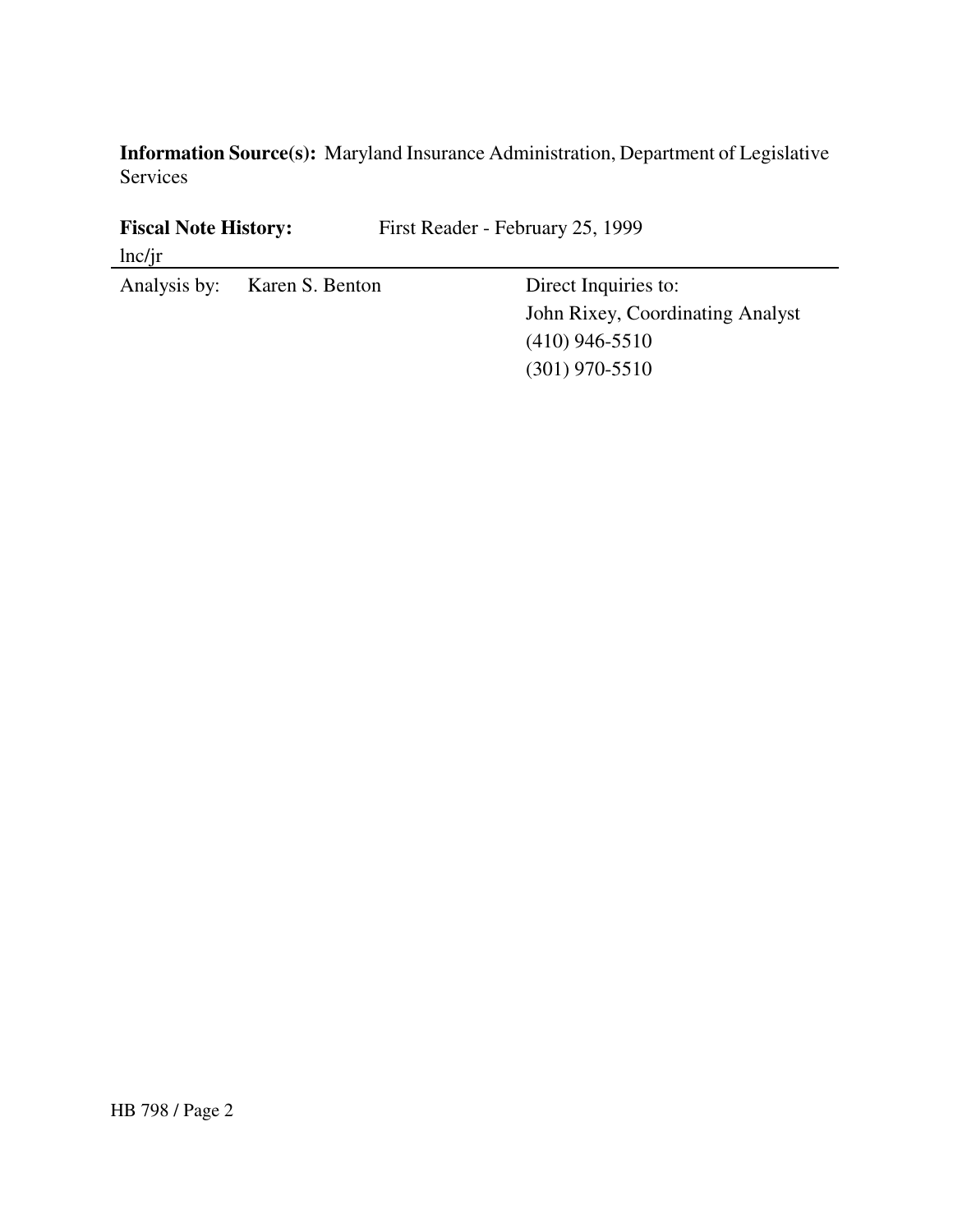**Information Source(s):** Maryland Insurance Administration, Department of Legislative Services

**Fiscal Note History:** First Reader - February 25, 1999

lnc/jr

---

Analysis by: Karen S. Benton

Direct Inquiries to:
John Rixey, Coordinating Analyst
(410) 946-5510
(301) 970-5510